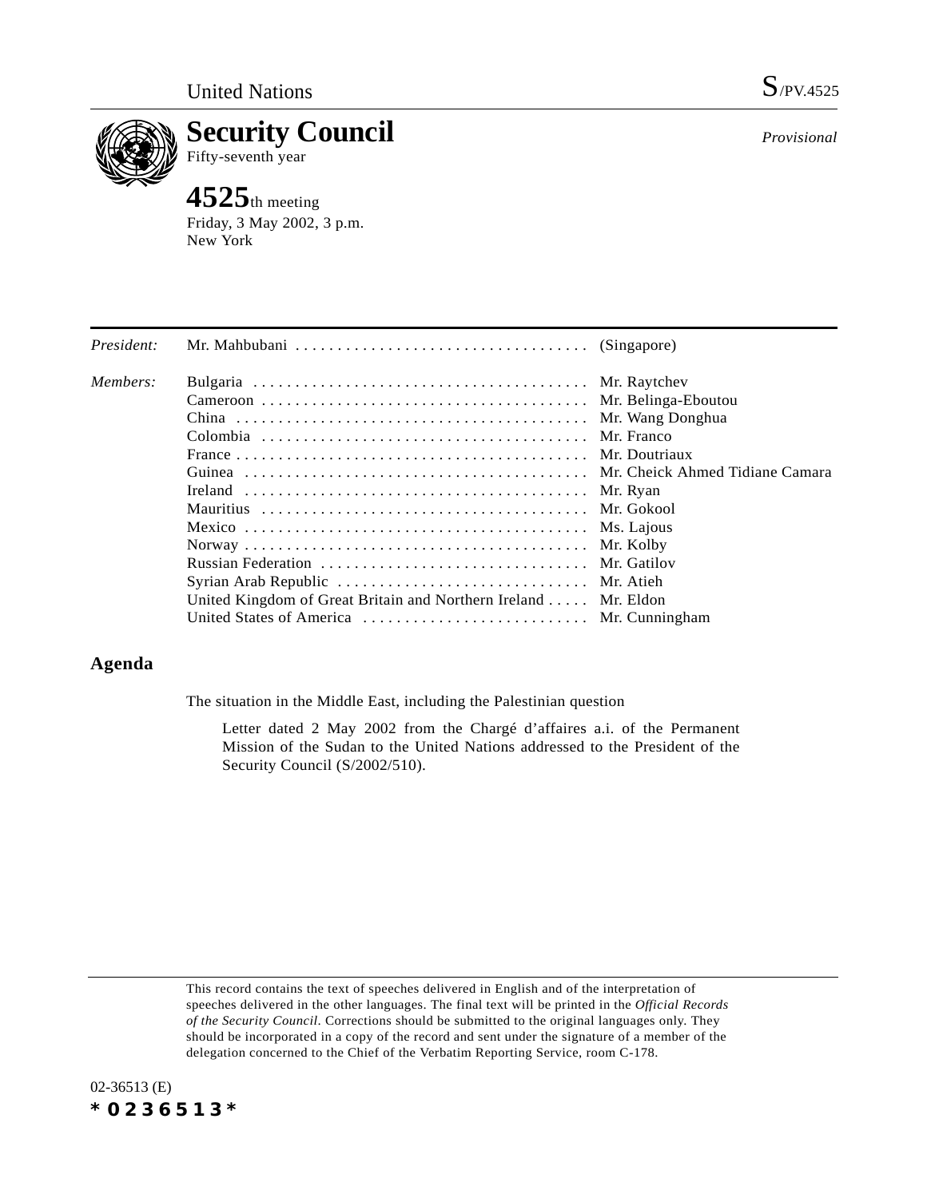United Nations S/PV.4525

# Security Council

Fifty-seventh year

*Provisional*

## 4525th meeting

Friday, 3 May 2002, 3 p.m.
New York

| | | |
|---|---|---|
| *President:* | Mr. Mahbubani | (Singapore) |
| *Members:* | Bulgaria | Mr. Raytchev |
| | Cameroon | Mr. Belinga-Eboutou |
| | China | Mr. Wang Donghua |
| | Colombia | Mr. Franco |
| | France | Mr. Doutriaux |
| | Guinea | Mr. Cheick Ahmed Tidiane Camara |
| | Ireland | Mr. Ryan |
| | Mauritius | Mr. Gokool |
| | Mexico | Ms. Lajous |
| | Norway | Mr. Kolby |
| | Russian Federation | Mr. Gatilov |
| | Syrian Arab Republic | Mr. Atieh |
| | United Kingdom of Great Britain and Northern Ireland | Mr. Eldon |
| | United States of America | Mr. Cunningham |

## Agenda

The situation in the Middle East, including the Palestinian question

Letter dated 2 May 2002 from the Chargé d'affaires a.i. of the Permanent Mission of the Sudan to the United Nations addressed to the President of the Security Council (S/2002/510).

This record contains the text of speeches delivered in English and of the interpretation of speeches delivered in the other languages. The final text will be printed in the *Official Records of the Security Council*. Corrections should be submitted to the original languages only. They should be incorporated in a copy of the record and sent under the signature of a member of the delegation concerned to the Chief of the Verbatim Reporting Service, room C-178.

02-36513 (E)

*0236513*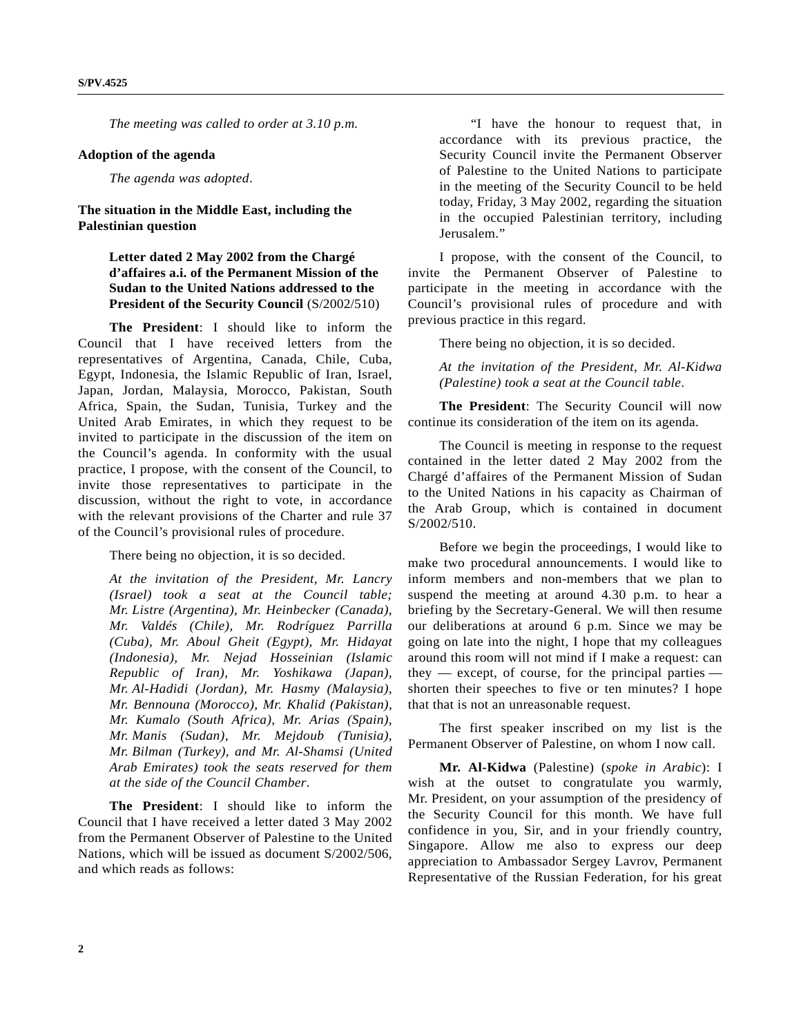*The meeting was called to order at 3.10 p.m.*

**Adoption of the agenda**

*The agenda was adopted*.

**The situation in the Middle East, including the Palestinian question**

**Letter dated 2 May 2002 from the Chargé d'affaires a.i. of the Permanent Mission of the Sudan to the United Nations addressed to the President of the Security Council** (S/2002/510)

**The President**: I should like to inform the Council that I have received letters from the representatives of Argentina, Canada, Chile, Cuba, Egypt, Indonesia, the Islamic Republic of Iran, Israel, Japan, Jordan, Malaysia, Morocco, Pakistan, South Africa, Spain, the Sudan, Tunisia, Turkey and the United Arab Emirates, in which they request to be invited to participate in the discussion of the item on the Council's agenda. In conformity with the usual practice, I propose, with the consent of the Council, to invite those representatives to participate in the discussion, without the right to vote, in accordance with the relevant provisions of the Charter and rule 37 of the Council's provisional rules of procedure.

There being no objection, it is so decided.

*At the invitation of the President, Mr. Lancry (Israel) took a seat at the Council table; Mr. Listre (Argentina), Mr. Heinbecker (Canada), Mr. Valdés (Chile), Mr. Rodríguez Parrilla (Cuba), Mr. Aboul Gheit (Egypt), Mr. Hidayat (Indonesia), Mr. Nejad Hosseinian (Islamic Republic of Iran), Mr. Yoshikawa (Japan), Mr. Al-Hadidi (Jordan), Mr. Hasmy (Malaysia), Mr. Bennouna (Morocco), Mr. Khalid (Pakistan), Mr. Kumalo (South Africa), Mr. Arias (Spain), Mr. Manis (Sudan), Mr. Mejdoub (Tunisia), Mr. Bilman (Turkey), and Mr. Al-Shamsi (United Arab Emirates) took the seats reserved for them at the side of the Council Chamber*.

**The President**: I should like to inform the Council that I have received a letter dated 3 May 2002 from the Permanent Observer of Palestine to the United Nations, which will be issued as document S/2002/506, and which reads as follows:

> "I have the honour to request that, in accordance with its previous practice, the Security Council invite the Permanent Observer of Palestine to the United Nations to participate in the meeting of the Security Council to be held today, Friday, 3 May 2002, regarding the situation in the occupied Palestinian territory, including Jerusalem."

I propose, with the consent of the Council, to invite the Permanent Observer of Palestine to participate in the meeting in accordance with the Council's provisional rules of procedure and with previous practice in this regard.

There being no objection, it is so decided.

*At the invitation of the President, Mr. Al-Kidwa (Palestine) took a seat at the Council table*.

**The President**: The Security Council will now continue its consideration of the item on its agenda.

The Council is meeting in response to the request contained in the letter dated 2 May 2002 from the Chargé d'affaires of the Permanent Mission of Sudan to the United Nations in his capacity as Chairman of the Arab Group, which is contained in document S/2002/510.

Before we begin the proceedings, I would like to make two procedural announcements. I would like to inform members and non-members that we plan to suspend the meeting at around 4.30 p.m. to hear a briefing by the Secretary-General. We will then resume our deliberations at around 6 p.m. Since we may be going on late into the night, I hope that my colleagues around this room will not mind if I make a request: can they — except, of course, for the principal parties — shorten their speeches to five or ten minutes? I hope that that is not an unreasonable request.

The first speaker inscribed on my list is the Permanent Observer of Palestine, on whom I now call.

**Mr. Al-Kidwa** (Palestine) (*spoke in Arabic*): I wish at the outset to congratulate you warmly, Mr. President, on your assumption of the presidency of the Security Council for this month. We have full confidence in you, Sir, and in your friendly country, Singapore. Allow me also to express our deep appreciation to Ambassador Sergey Lavrov, Permanent Representative of the Russian Federation, for his great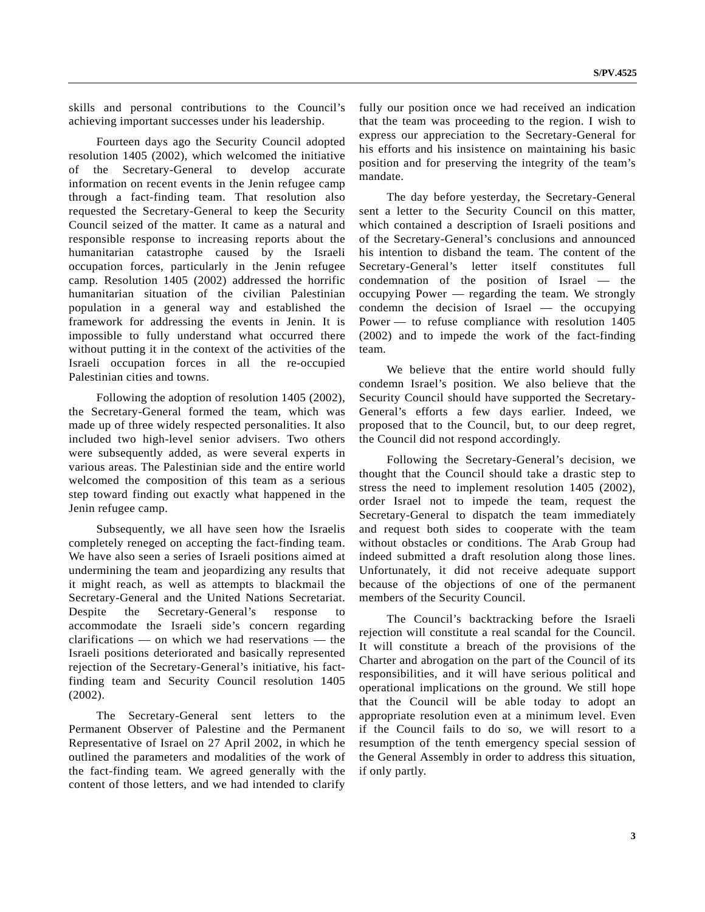skills and personal contributions to the Council's achieving important successes under his leadership.

Fourteen days ago the Security Council adopted resolution 1405 (2002), which welcomed the initiative of the Secretary-General to develop accurate information on recent events in the Jenin refugee camp through a fact-finding team. That resolution also requested the Secretary-General to keep the Security Council seized of the matter. It came as a natural and responsible response to increasing reports about the humanitarian catastrophe caused by the Israeli occupation forces, particularly in the Jenin refugee camp. Resolution 1405 (2002) addressed the horrific humanitarian situation of the civilian Palestinian population in a general way and established the framework for addressing the events in Jenin. It is impossible to fully understand what occurred there without putting it in the context of the activities of the Israeli occupation forces in all the re-occupied Palestinian cities and towns.

Following the adoption of resolution 1405 (2002), the Secretary-General formed the team, which was made up of three widely respected personalities. It also included two high-level senior advisers. Two others were subsequently added, as were several experts in various areas. The Palestinian side and the entire world welcomed the composition of this team as a serious step toward finding out exactly what happened in the Jenin refugee camp.

Subsequently, we all have seen how the Israelis completely reneged on accepting the fact-finding team. We have also seen a series of Israeli positions aimed at undermining the team and jeopardizing any results that it might reach, as well as attempts to blackmail the Secretary-General and the United Nations Secretariat. Despite the Secretary-General's response to accommodate the Israeli side's concern regarding clarifications — on which we had reservations — the Israeli positions deteriorated and basically represented rejection of the Secretary-General's initiative, his fact-finding team and Security Council resolution 1405 (2002).

The Secretary-General sent letters to the Permanent Observer of Palestine and the Permanent Representative of Israel on 27 April 2002, in which he outlined the parameters and modalities of the work of the fact-finding team. We agreed generally with the content of those letters, and we had intended to clarify fully our position once we had received an indication that the team was proceeding to the region. I wish to express our appreciation to the Secretary-General for his efforts and his insistence on maintaining his basic position and for preserving the integrity of the team's mandate.

The day before yesterday, the Secretary-General sent a letter to the Security Council on this matter, which contained a description of Israeli positions and of the Secretary-General's conclusions and announced his intention to disband the team. The content of the Secretary-General's letter itself constitutes full condemnation of the position of Israel — the occupying Power — regarding the team. We strongly condemn the decision of Israel — the occupying Power — to refuse compliance with resolution 1405 (2002) and to impede the work of the fact-finding team.

We believe that the entire world should fully condemn Israel's position. We also believe that the Security Council should have supported the Secretary-General's efforts a few days earlier. Indeed, we proposed that to the Council, but, to our deep regret, the Council did not respond accordingly.

Following the Secretary-General's decision, we thought that the Council should take a drastic step to stress the need to implement resolution 1405 (2002), order Israel not to impede the team, request the Secretary-General to dispatch the team immediately and request both sides to cooperate with the team without obstacles or conditions. The Arab Group had indeed submitted a draft resolution along those lines. Unfortunately, it did not receive adequate support because of the objections of one of the permanent members of the Security Council.

The Council's backtracking before the Israeli rejection will constitute a real scandal for the Council. It will constitute a breach of the provisions of the Charter and abrogation on the part of the Council of its responsibilities, and it will have serious political and operational implications on the ground. We still hope that the Council will be able today to adopt an appropriate resolution even at a minimum level. Even if the Council fails to do so, we will resort to a resumption of the tenth emergency special session of the General Assembly in order to address this situation, if only partly.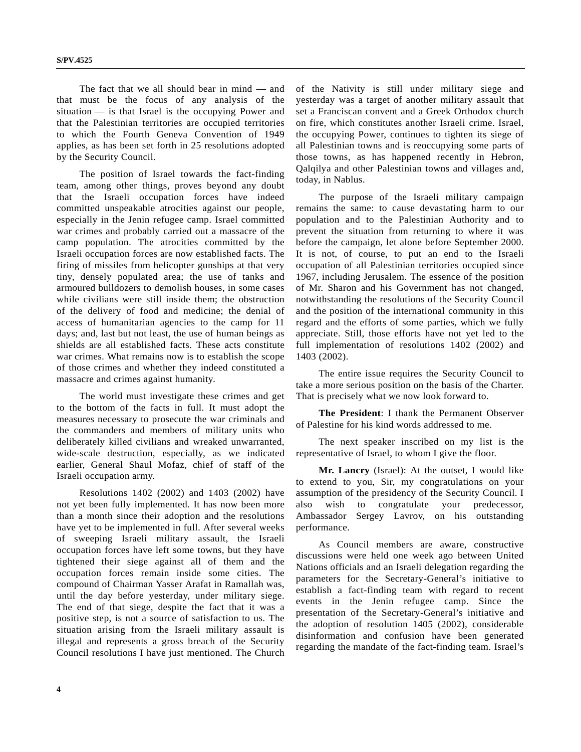The fact that we all should bear in mind — and that must be the focus of any analysis of the situation — is that Israel is the occupying Power and that the Palestinian territories are occupied territories to which the Fourth Geneva Convention of 1949 applies, as has been set forth in 25 resolutions adopted by the Security Council.

The position of Israel towards the fact-finding team, among other things, proves beyond any doubt that the Israeli occupation forces have indeed committed unspeakable atrocities against our people, especially in the Jenin refugee camp. Israel committed war crimes and probably carried out a massacre of the camp population. The atrocities committed by the Israeli occupation forces are now established facts. The firing of missiles from helicopter gunships at that very tiny, densely populated area; the use of tanks and armoured bulldozers to demolish houses, in some cases while civilians were still inside them; the obstruction of the delivery of food and medicine; the denial of access of humanitarian agencies to the camp for 11 days; and, last but not least, the use of human beings as shields are all established facts. These acts constitute war crimes. What remains now is to establish the scope of those crimes and whether they indeed constituted a massacre and crimes against humanity.

The world must investigate these crimes and get to the bottom of the facts in full. It must adopt the measures necessary to prosecute the war criminals and the commanders and members of military units who deliberately killed civilians and wreaked unwarranted, wide-scale destruction, especially, as we indicated earlier, General Shaul Mofaz, chief of staff of the Israeli occupation army.

Resolutions 1402 (2002) and 1403 (2002) have not yet been fully implemented. It has now been more than a month since their adoption and the resolutions have yet to be implemented in full. After several weeks of sweeping Israeli military assault, the Israeli occupation forces have left some towns, but they have tightened their siege against all of them and the occupation forces remain inside some cities. The compound of Chairman Yasser Arafat in Ramallah was, until the day before yesterday, under military siege. The end of that siege, despite the fact that it was a positive step, is not a source of satisfaction to us. The situation arising from the Israeli military assault is illegal and represents a gross breach of the Security Council resolutions I have just mentioned. The Church of the Nativity is still under military siege and yesterday was a target of another military assault that set a Franciscan convent and a Greek Orthodox church on fire, which constitutes another Israeli crime. Israel, the occupying Power, continues to tighten its siege of all Palestinian towns and is reoccupying some parts of those towns, as has happened recently in Hebron, Qalqilya and other Palestinian towns and villages and, today, in Nablus.

The purpose of the Israeli military campaign remains the same: to cause devastating harm to our population and to the Palestinian Authority and to prevent the situation from returning to where it was before the campaign, let alone before September 2000. It is not, of course, to put an end to the Israeli occupation of all Palestinian territories occupied since 1967, including Jerusalem. The essence of the position of Mr. Sharon and his Government has not changed, notwithstanding the resolutions of the Security Council and the position of the international community in this regard and the efforts of some parties, which we fully appreciate. Still, those efforts have not yet led to the full implementation of resolutions 1402 (2002) and 1403 (2002).

The entire issue requires the Security Council to take a more serious position on the basis of the Charter. That is precisely what we now look forward to.

**The President**: I thank the Permanent Observer of Palestine for his kind words addressed to me.

The next speaker inscribed on my list is the representative of Israel, to whom I give the floor.

**Mr. Lancry** (Israel): At the outset, I would like to extend to you, Sir, my congratulations on your assumption of the presidency of the Security Council. I also wish to congratulate your predecessor, Ambassador Sergey Lavrov, on his outstanding performance.

As Council members are aware, constructive discussions were held one week ago between United Nations officials and an Israeli delegation regarding the parameters for the Secretary-General's initiative to establish a fact-finding team with regard to recent events in the Jenin refugee camp. Since the presentation of the Secretary-General's initiative and the adoption of resolution 1405 (2002), considerable disinformation and confusion have been generated regarding the mandate of the fact-finding team. Israel's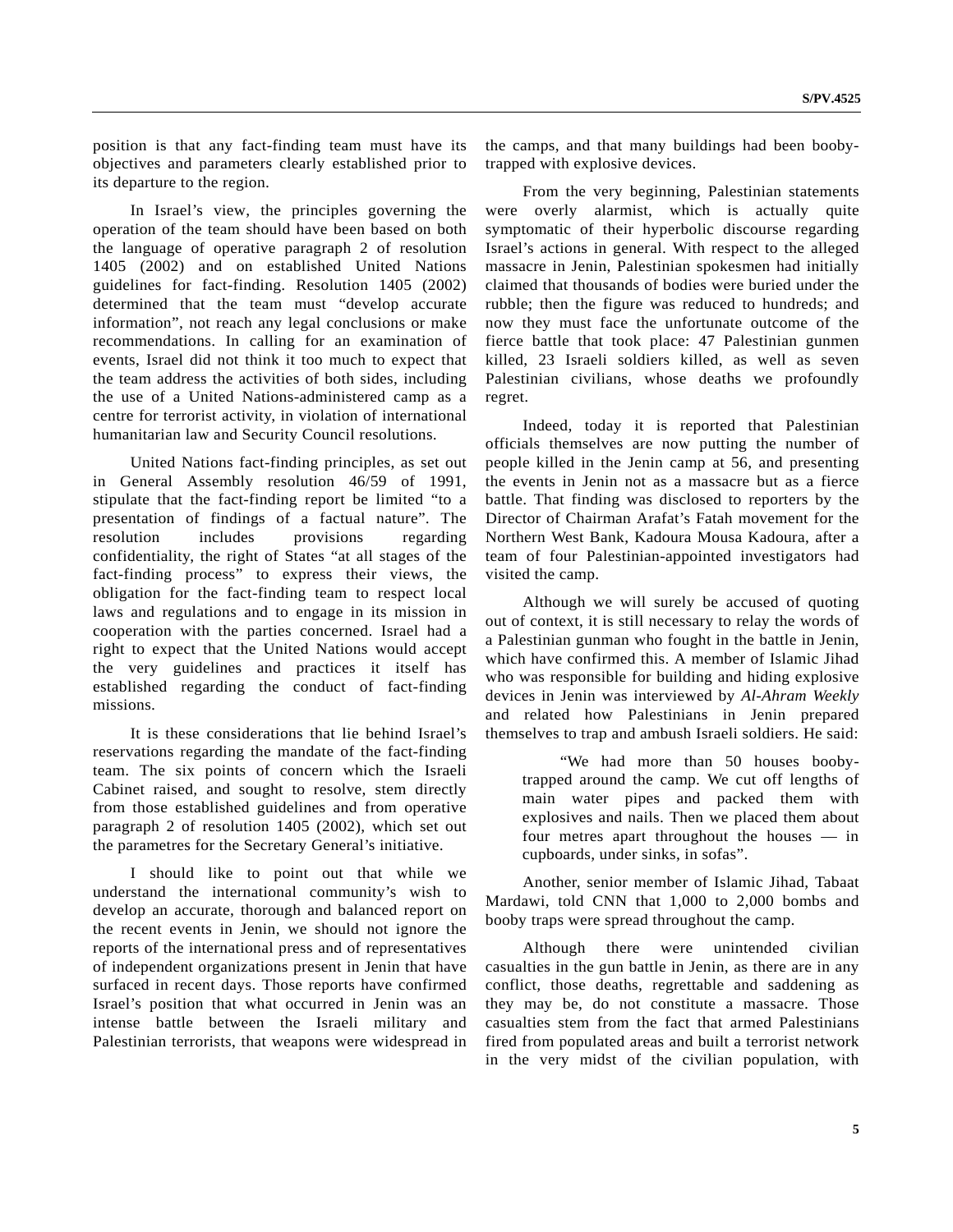position is that any fact-finding team must have its objectives and parameters clearly established prior to its departure to the region.

In Israel's view, the principles governing the operation of the team should have been based on both the language of operative paragraph 2 of resolution 1405 (2002) and on established United Nations guidelines for fact-finding. Resolution 1405 (2002) determined that the team must "develop accurate information", not reach any legal conclusions or make recommendations. In calling for an examination of events, Israel did not think it too much to expect that the team address the activities of both sides, including the use of a United Nations-administered camp as a centre for terrorist activity, in violation of international humanitarian law and Security Council resolutions.

United Nations fact-finding principles, as set out in General Assembly resolution 46/59 of 1991, stipulate that the fact-finding report be limited "to a presentation of findings of a factual nature". The resolution includes provisions regarding confidentiality, the right of States "at all stages of the fact-finding process" to express their views, the obligation for the fact-finding team to respect local laws and regulations and to engage in its mission in cooperation with the parties concerned. Israel had a right to expect that the United Nations would accept the very guidelines and practices it itself has established regarding the conduct of fact-finding missions.

It is these considerations that lie behind Israel's reservations regarding the mandate of the fact-finding team. The six points of concern which the Israeli Cabinet raised, and sought to resolve, stem directly from those established guidelines and from operative paragraph 2 of resolution 1405 (2002), which set out the parametres for the Secretary General's initiative.

I should like to point out that while we understand the international community's wish to develop an accurate, thorough and balanced report on the recent events in Jenin, we should not ignore the reports of the international press and of representatives of independent organizations present in Jenin that have surfaced in recent days. Those reports have confirmed Israel's position that what occurred in Jenin was an intense battle between the Israeli military and Palestinian terrorists, that weapons were widespread in the camps, and that many buildings had been booby-trapped with explosive devices.

From the very beginning, Palestinian statements were overly alarmist, which is actually quite symptomatic of their hyperbolic discourse regarding Israel's actions in general. With respect to the alleged massacre in Jenin, Palestinian spokesmen had initially claimed that thousands of bodies were buried under the rubble; then the figure was reduced to hundreds; and now they must face the unfortunate outcome of the fierce battle that took place: 47 Palestinian gunmen killed, 23 Israeli soldiers killed, as well as seven Palestinian civilians, whose deaths we profoundly regret.

Indeed, today it is reported that Palestinian officials themselves are now putting the number of people killed in the Jenin camp at 56, and presenting the events in Jenin not as a massacre but as a fierce battle. That finding was disclosed to reporters by the Director of Chairman Arafat's Fatah movement for the Northern West Bank, Kadoura Mousa Kadoura, after a team of four Palestinian-appointed investigators had visited the camp.

Although we will surely be accused of quoting out of context, it is still necessary to relay the words of a Palestinian gunman who fought in the battle in Jenin, which have confirmed this. A member of Islamic Jihad who was responsible for building and hiding explosive devices in Jenin was interviewed by *Al-Ahram Weekly* and related how Palestinians in Jenin prepared themselves to trap and ambush Israeli soldiers. He said:

> "We had more than 50 houses booby-trapped around the camp. We cut off lengths of main water pipes and packed them with explosives and nails. Then we placed them about four metres apart throughout the houses — in cupboards, under sinks, in sofas".

Another, senior member of Islamic Jihad, Tabaat Mardawi, told CNN that 1,000 to 2,000 bombs and booby traps were spread throughout the camp.

Although there were unintended civilian casualties in the gun battle in Jenin, as there are in any conflict, those deaths, regrettable and saddening as they may be, do not constitute a massacre. Those casualties stem from the fact that armed Palestinians fired from populated areas and built a terrorist network in the very midst of the civilian population, with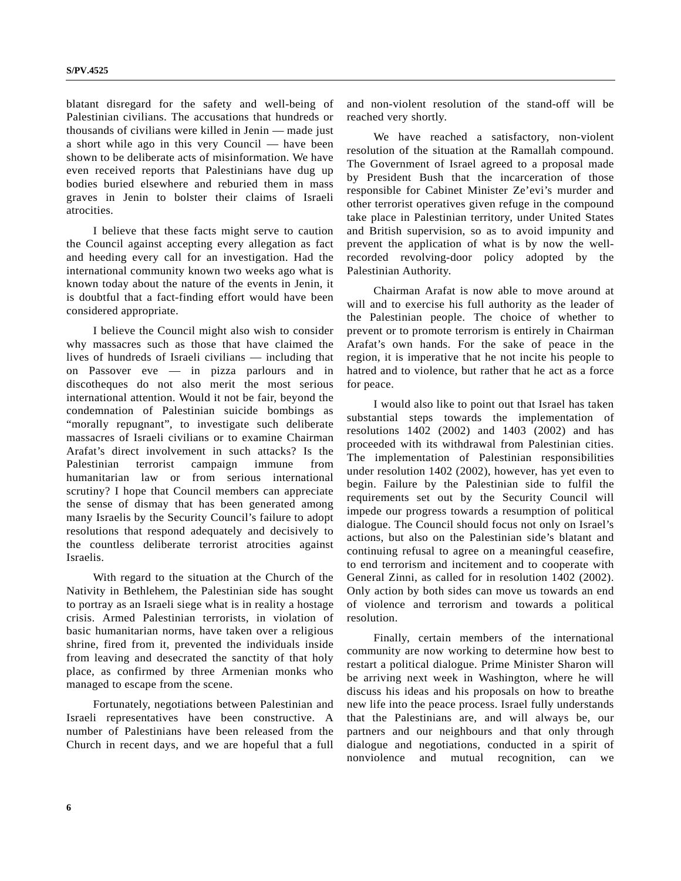blatant disregard for the safety and well-being of Palestinian civilians. The accusations that hundreds or thousands of civilians were killed in Jenin — made just a short while ago in this very Council — have been shown to be deliberate acts of misinformation. We have even received reports that Palestinians have dug up bodies buried elsewhere and reburied them in mass graves in Jenin to bolster their claims of Israeli atrocities.

I believe that these facts might serve to caution the Council against accepting every allegation as fact and heeding every call for an investigation. Had the international community known two weeks ago what is known today about the nature of the events in Jenin, it is doubtful that a fact-finding effort would have been considered appropriate.

I believe the Council might also wish to consider why massacres such as those that have claimed the lives of hundreds of Israeli civilians — including that on Passover eve — in pizza parlours and in discotheques do not also merit the most serious international attention. Would it not be fair, beyond the condemnation of Palestinian suicide bombings as "morally repugnant", to investigate such deliberate massacres of Israeli civilians or to examine Chairman Arafat's direct involvement in such attacks? Is the Palestinian terrorist campaign immune from humanitarian law or from serious international scrutiny? I hope that Council members can appreciate the sense of dismay that has been generated among many Israelis by the Security Council's failure to adopt resolutions that respond adequately and decisively to the countless deliberate terrorist atrocities against Israelis.

With regard to the situation at the Church of the Nativity in Bethlehem, the Palestinian side has sought to portray as an Israeli siege what is in reality a hostage crisis. Armed Palestinian terrorists, in violation of basic humanitarian norms, have taken over a religious shrine, fired from it, prevented the individuals inside from leaving and desecrated the sanctity of that holy place, as confirmed by three Armenian monks who managed to escape from the scene.

Fortunately, negotiations between Palestinian and Israeli representatives have been constructive. A number of Palestinians have been released from the Church in recent days, and we are hopeful that a full and non-violent resolution of the stand-off will be reached very shortly.

We have reached a satisfactory, non-violent resolution of the situation at the Ramallah compound. The Government of Israel agreed to a proposal made by President Bush that the incarceration of those responsible for Cabinet Minister Ze'evi's murder and other terrorist operatives given refuge in the compound take place in Palestinian territory, under United States and British supervision, so as to avoid impunity and prevent the application of what is by now the well-recorded revolving-door policy adopted by the Palestinian Authority.

Chairman Arafat is now able to move around at will and to exercise his full authority as the leader of the Palestinian people. The choice of whether to prevent or to promote terrorism is entirely in Chairman Arafat's own hands. For the sake of peace in the region, it is imperative that he not incite his people to hatred and to violence, but rather that he act as a force for peace.

I would also like to point out that Israel has taken substantial steps towards the implementation of resolutions 1402 (2002) and 1403 (2002) and has proceeded with its withdrawal from Palestinian cities. The implementation of Palestinian responsibilities under resolution 1402 (2002), however, has yet even to begin. Failure by the Palestinian side to fulfil the requirements set out by the Security Council will impede our progress towards a resumption of political dialogue. The Council should focus not only on Israel's actions, but also on the Palestinian side's blatant and continuing refusal to agree on a meaningful ceasefire, to end terrorism and incitement and to cooperate with General Zinni, as called for in resolution 1402 (2002). Only action by both sides can move us towards an end of violence and terrorism and towards a political resolution.

Finally, certain members of the international community are now working to determine how best to restart a political dialogue. Prime Minister Sharon will be arriving next week in Washington, where he will discuss his ideas and his proposals on how to breathe new life into the peace process. Israel fully understands that the Palestinians are, and will always be, our partners and our neighbours and that only through dialogue and negotiations, conducted in a spirit of nonviolence and mutual recognition, can we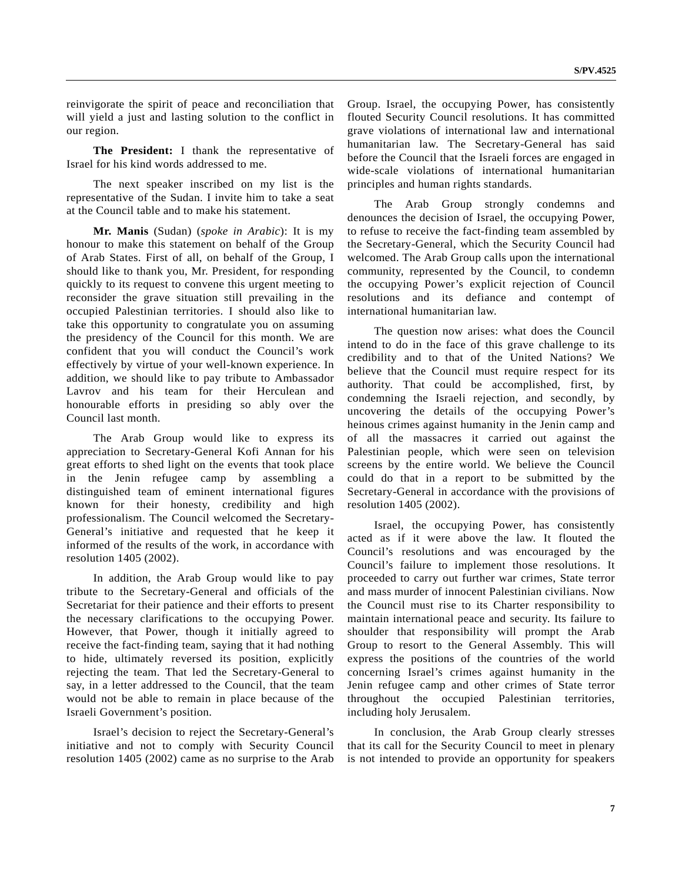reinvigorate the spirit of peace and reconciliation that will yield a just and lasting solution to the conflict in our region.

**The President:** I thank the representative of Israel for his kind words addressed to me.

The next speaker inscribed on my list is the representative of the Sudan. I invite him to take a seat at the Council table and to make his statement.

**Mr. Manis** (Sudan) (*spoke in Arabic*): It is my honour to make this statement on behalf of the Group of Arab States. First of all, on behalf of the Group, I should like to thank you, Mr. President, for responding quickly to its request to convene this urgent meeting to reconsider the grave situation still prevailing in the occupied Palestinian territories. I should also like to take this opportunity to congratulate you on assuming the presidency of the Council for this month. We are confident that you will conduct the Council's work effectively by virtue of your well-known experience. In addition, we should like to pay tribute to Ambassador Lavrov and his team for their Herculean and honourable efforts in presiding so ably over the Council last month.

The Arab Group would like to express its appreciation to Secretary-General Kofi Annan for his great efforts to shed light on the events that took place in the Jenin refugee camp by assembling a distinguished team of eminent international figures known for their honesty, credibility and high professionalism. The Council welcomed the Secretary-General's initiative and requested that he keep it informed of the results of the work, in accordance with resolution 1405 (2002).

In addition, the Arab Group would like to pay tribute to the Secretary-General and officials of the Secretariat for their patience and their efforts to present the necessary clarifications to the occupying Power. However, that Power, though it initially agreed to receive the fact-finding team, saying that it had nothing to hide, ultimately reversed its position, explicitly rejecting the team. That led the Secretary-General to say, in a letter addressed to the Council, that the team would not be able to remain in place because of the Israeli Government's position.

Israel's decision to reject the Secretary-General's initiative and not to comply with Security Council resolution 1405 (2002) came as no surprise to the Arab Group. Israel, the occupying Power, has consistently flouted Security Council resolutions. It has committed grave violations of international law and international humanitarian law. The Secretary-General has said before the Council that the Israeli forces are engaged in wide-scale violations of international humanitarian principles and human rights standards.

The Arab Group strongly condemns and denounces the decision of Israel, the occupying Power, to refuse to receive the fact-finding team assembled by the Secretary-General, which the Security Council had welcomed. The Arab Group calls upon the international community, represented by the Council, to condemn the occupying Power's explicit rejection of Council resolutions and its defiance and contempt of international humanitarian law.

The question now arises: what does the Council intend to do in the face of this grave challenge to its credibility and to that of the United Nations? We believe that the Council must require respect for its authority. That could be accomplished, first, by condemning the Israeli rejection, and secondly, by uncovering the details of the occupying Power's heinous crimes against humanity in the Jenin camp and of all the massacres it carried out against the Palestinian people, which were seen on television screens by the entire world. We believe the Council could do that in a report to be submitted by the Secretary-General in accordance with the provisions of resolution 1405 (2002).

Israel, the occupying Power, has consistently acted as if it were above the law. It flouted the Council's resolutions and was encouraged by the Council's failure to implement those resolutions. It proceeded to carry out further war crimes, State terror and mass murder of innocent Palestinian civilians. Now the Council must rise to its Charter responsibility to maintain international peace and security. Its failure to shoulder that responsibility will prompt the Arab Group to resort to the General Assembly. This will express the positions of the countries of the world concerning Israel's crimes against humanity in the Jenin refugee camp and other crimes of State terror throughout the occupied Palestinian territories, including holy Jerusalem.

In conclusion, the Arab Group clearly stresses that its call for the Security Council to meet in plenary is not intended to provide an opportunity for speakers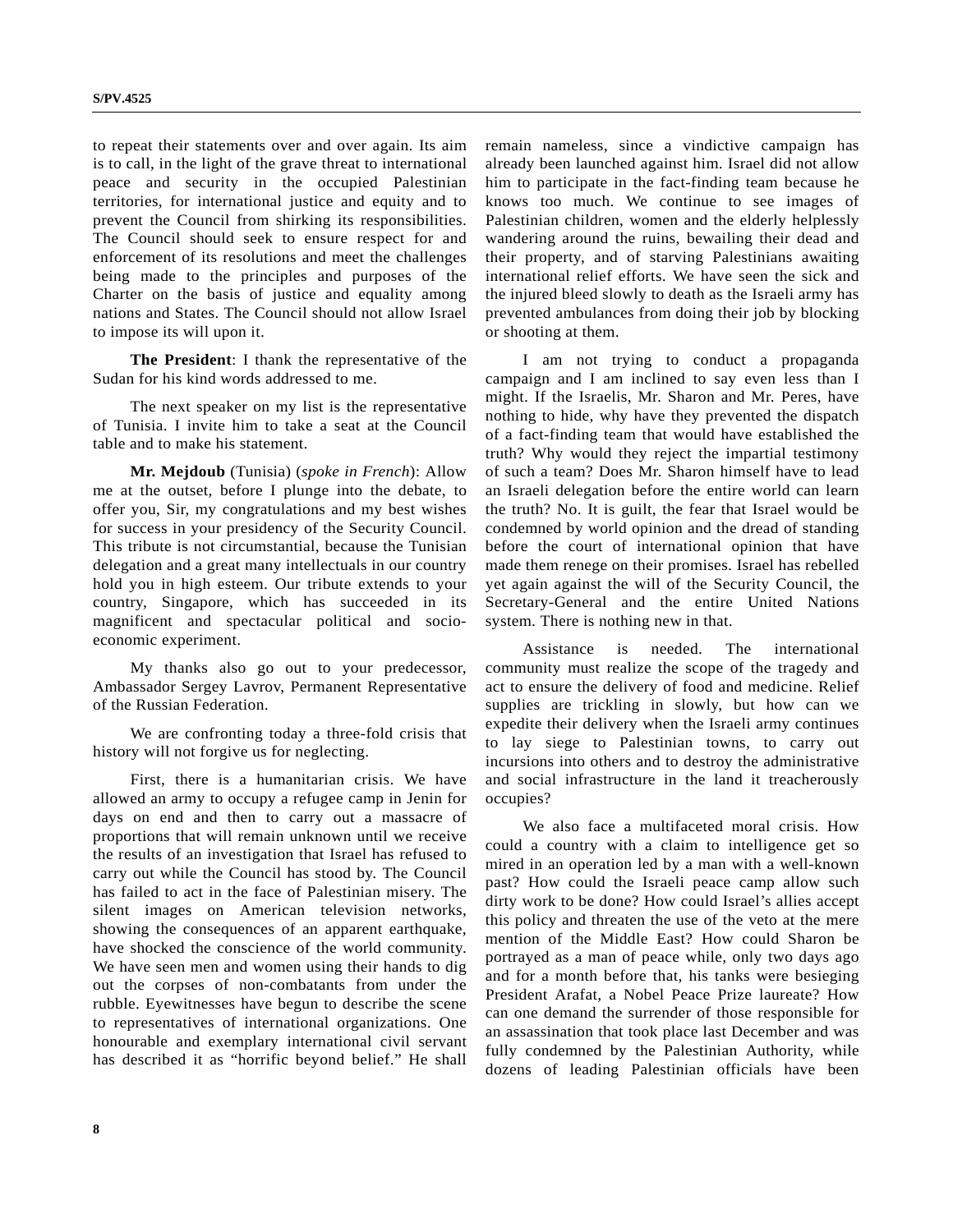to repeat their statements over and over again. Its aim is to call, in the light of the grave threat to international peace and security in the occupied Palestinian territories, for international justice and equity and to prevent the Council from shirking its responsibilities. The Council should seek to ensure respect for and enforcement of its resolutions and meet the challenges being made to the principles and purposes of the Charter on the basis of justice and equality among nations and States. The Council should not allow Israel to impose its will upon it.

**The President**: I thank the representative of the Sudan for his kind words addressed to me.

The next speaker on my list is the representative of Tunisia. I invite him to take a seat at the Council table and to make his statement.

**Mr. Mejdoub** (Tunisia) (*spoke in French*): Allow me at the outset, before I plunge into the debate, to offer you, Sir, my congratulations and my best wishes for success in your presidency of the Security Council. This tribute is not circumstantial, because the Tunisian delegation and a great many intellectuals in our country hold you in high esteem. Our tribute extends to your country, Singapore, which has succeeded in its magnificent and spectacular political and socio-economic experiment.

My thanks also go out to your predecessor, Ambassador Sergey Lavrov, Permanent Representative of the Russian Federation.

We are confronting today a three-fold crisis that history will not forgive us for neglecting.

First, there is a humanitarian crisis. We have allowed an army to occupy a refugee camp in Jenin for days on end and then to carry out a massacre of proportions that will remain unknown until we receive the results of an investigation that Israel has refused to carry out while the Council has stood by. The Council has failed to act in the face of Palestinian misery. The silent images on American television networks, showing the consequences of an apparent earthquake, have shocked the conscience of the world community. We have seen men and women using their hands to dig out the corpses of non-combatants from under the rubble. Eyewitnesses have begun to describe the scene to representatives of international organizations. One honourable and exemplary international civil servant has described it as "horrific beyond belief." He shall remain nameless, since a vindictive campaign has already been launched against him. Israel did not allow him to participate in the fact-finding team because he knows too much. We continue to see images of Palestinian children, women and the elderly helplessly wandering around the ruins, bewailing their dead and their property, and of starving Palestinians awaiting international relief efforts. We have seen the sick and the injured bleed slowly to death as the Israeli army has prevented ambulances from doing their job by blocking or shooting at them.

I am not trying to conduct a propaganda campaign and I am inclined to say even less than I might. If the Israelis, Mr. Sharon and Mr. Peres, have nothing to hide, why have they prevented the dispatch of a fact-finding team that would have established the truth? Why would they reject the impartial testimony of such a team? Does Mr. Sharon himself have to lead an Israeli delegation before the entire world can learn the truth? No. It is guilt, the fear that Israel would be condemned by world opinion and the dread of standing before the court of international opinion that have made them renege on their promises. Israel has rebelled yet again against the will of the Security Council, the Secretary-General and the entire United Nations system. There is nothing new in that.

Assistance is needed. The international community must realize the scope of the tragedy and act to ensure the delivery of food and medicine. Relief supplies are trickling in slowly, but how can we expedite their delivery when the Israeli army continues to lay siege to Palestinian towns, to carry out incursions into others and to destroy the administrative and social infrastructure in the land it treacherously occupies?

We also face a multifaceted moral crisis. How could a country with a claim to intelligence get so mired in an operation led by a man with a well-known past? How could the Israeli peace camp allow such dirty work to be done? How could Israel's allies accept this policy and threaten the use of the veto at the mere mention of the Middle East? How could Sharon be portrayed as a man of peace while, only two days ago and for a month before that, his tanks were besieging President Arafat, a Nobel Peace Prize laureate? How can one demand the surrender of those responsible for an assassination that took place last December and was fully condemned by the Palestinian Authority, while dozens of leading Palestinian officials have been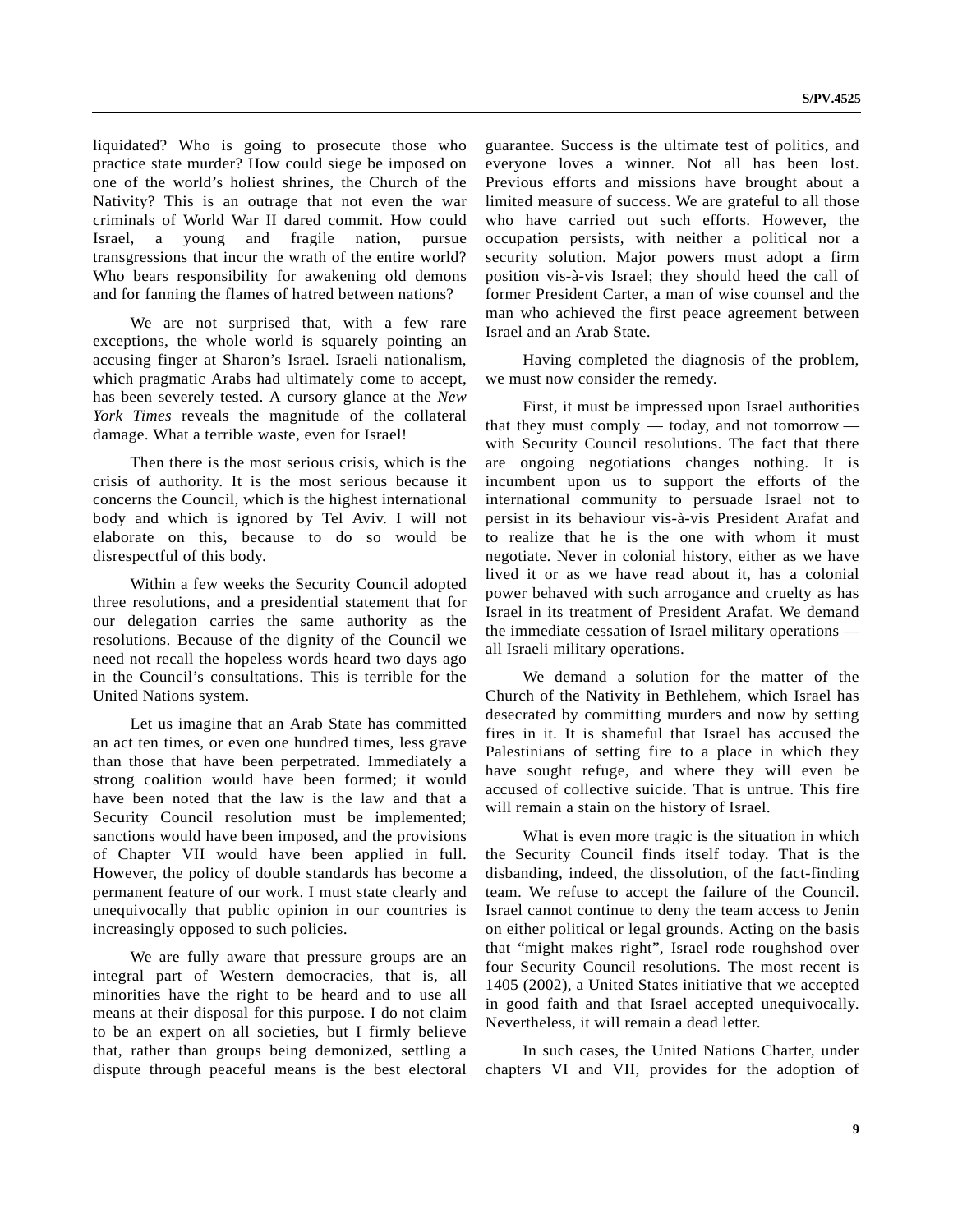liquidated? Who is going to prosecute those who practice state murder? How could siege be imposed on one of the world's holiest shrines, the Church of the Nativity? This is an outrage that not even the war criminals of World War II dared commit. How could Israel, a young and fragile nation, pursue transgressions that incur the wrath of the entire world? Who bears responsibility for awakening old demons and for fanning the flames of hatred between nations?

We are not surprised that, with a few rare exceptions, the whole world is squarely pointing an accusing finger at Sharon's Israel. Israeli nationalism, which pragmatic Arabs had ultimately come to accept, has been severely tested. A cursory glance at the *New York Times* reveals the magnitude of the collateral damage. What a terrible waste, even for Israel!

Then there is the most serious crisis, which is the crisis of authority. It is the most serious because it concerns the Council, which is the highest international body and which is ignored by Tel Aviv. I will not elaborate on this, because to do so would be disrespectful of this body.

Within a few weeks the Security Council adopted three resolutions, and a presidential statement that for our delegation carries the same authority as the resolutions. Because of the dignity of the Council we need not recall the hopeless words heard two days ago in the Council's consultations. This is terrible for the United Nations system.

Let us imagine that an Arab State has committed an act ten times, or even one hundred times, less grave than those that have been perpetrated. Immediately a strong coalition would have been formed; it would have been noted that the law is the law and that a Security Council resolution must be implemented; sanctions would have been imposed, and the provisions of Chapter VII would have been applied in full. However, the policy of double standards has become a permanent feature of our work. I must state clearly and unequivocally that public opinion in our countries is increasingly opposed to such policies.

We are fully aware that pressure groups are an integral part of Western democracies, that is, all minorities have the right to be heard and to use all means at their disposal for this purpose. I do not claim to be an expert on all societies, but I firmly believe that, rather than groups being demonized, settling a dispute through peaceful means is the best electoral guarantee. Success is the ultimate test of politics, and everyone loves a winner. Not all has been lost. Previous efforts and missions have brought about a limited measure of success. We are grateful to all those who have carried out such efforts. However, the occupation persists, with neither a political nor a security solution. Major powers must adopt a firm position vis-à-vis Israel; they should heed the call of former President Carter, a man of wise counsel and the man who achieved the first peace agreement between Israel and an Arab State.

Having completed the diagnosis of the problem, we must now consider the remedy.

First, it must be impressed upon Israel authorities that they must comply — today, and not tomorrow — with Security Council resolutions. The fact that there are ongoing negotiations changes nothing. It is incumbent upon us to support the efforts of the international community to persuade Israel not to persist in its behaviour vis-à-vis President Arafat and to realize that he is the one with whom it must negotiate. Never in colonial history, either as we have lived it or as we have read about it, has a colonial power behaved with such arrogance and cruelty as has Israel in its treatment of President Arafat. We demand the immediate cessation of Israel military operations — all Israeli military operations.

We demand a solution for the matter of the Church of the Nativity in Bethlehem, which Israel has desecrated by committing murders and now by setting fires in it. It is shameful that Israel has accused the Palestinians of setting fire to a place in which they have sought refuge, and where they will even be accused of collective suicide. That is untrue. This fire will remain a stain on the history of Israel.

What is even more tragic is the situation in which the Security Council finds itself today. That is the disbanding, indeed, the dissolution, of the fact-finding team. We refuse to accept the failure of the Council. Israel cannot continue to deny the team access to Jenin on either political or legal grounds. Acting on the basis that "might makes right", Israel rode roughshod over four Security Council resolutions. The most recent is 1405 (2002), a United States initiative that we accepted in good faith and that Israel accepted unequivocally. Nevertheless, it will remain a dead letter.

In such cases, the United Nations Charter, under chapters VI and VII, provides for the adoption of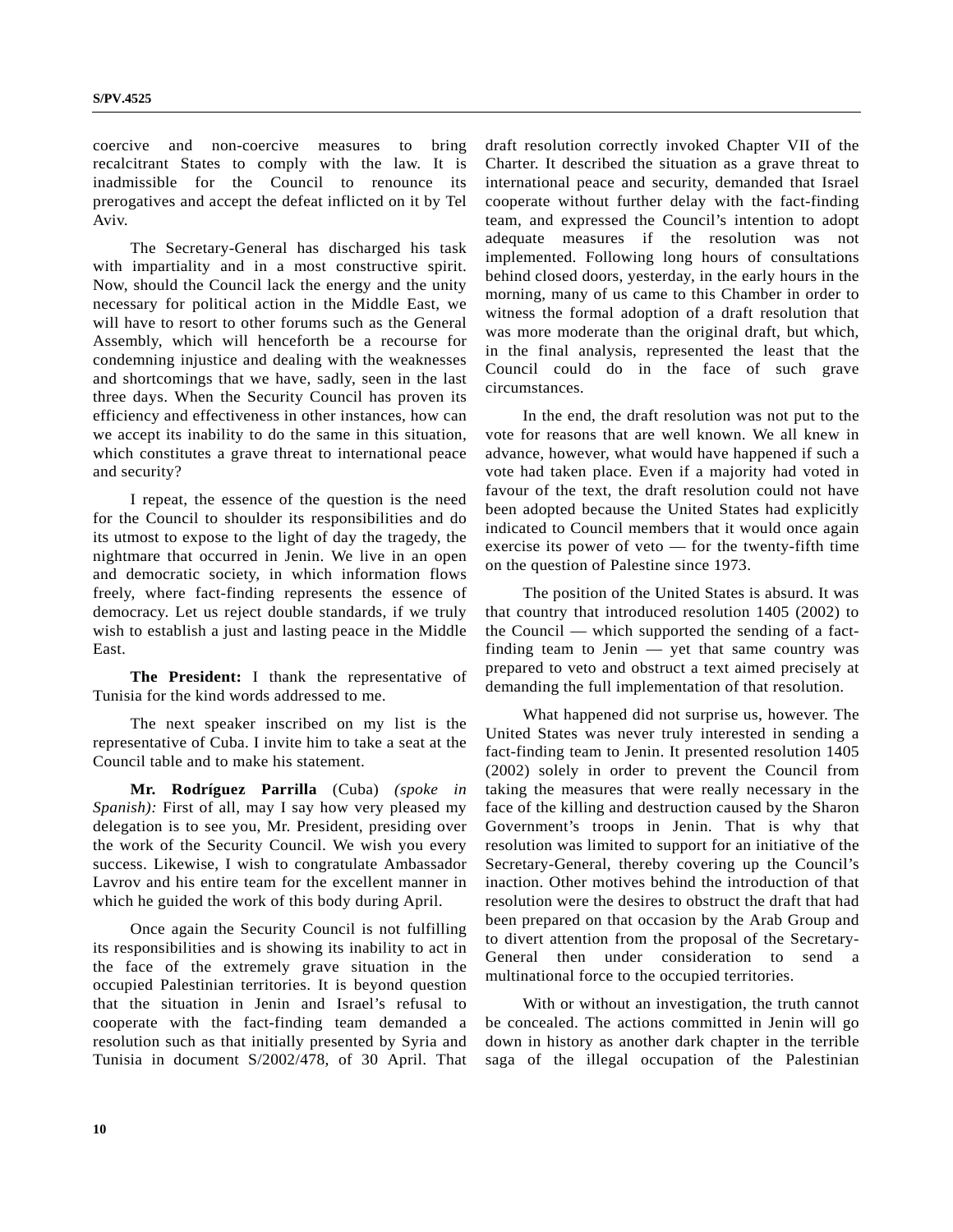coercive and non-coercive measures to bring recalcitrant States to comply with the law. It is inadmissible for the Council to renounce its prerogatives and accept the defeat inflicted on it by Tel Aviv.

The Secretary-General has discharged his task with impartiality and in a most constructive spirit. Now, should the Council lack the energy and the unity necessary for political action in the Middle East, we will have to resort to other forums such as the General Assembly, which will henceforth be a recourse for condemning injustice and dealing with the weaknesses and shortcomings that we have, sadly, seen in the last three days. When the Security Council has proven its efficiency and effectiveness in other instances, how can we accept its inability to do the same in this situation, which constitutes a grave threat to international peace and security?

I repeat, the essence of the question is the need for the Council to shoulder its responsibilities and do its utmost to expose to the light of day the tragedy, the nightmare that occurred in Jenin. We live in an open and democratic society, in which information flows freely, where fact-finding represents the essence of democracy. Let us reject double standards, if we truly wish to establish a just and lasting peace in the Middle East.

**The President:** I thank the representative of Tunisia for the kind words addressed to me.

The next speaker inscribed on my list is the representative of Cuba. I invite him to take a seat at the Council table and to make his statement.

**Mr. Rodríguez Parrilla** (Cuba) *(spoke in Spanish):* First of all, may I say how very pleased my delegation is to see you, Mr. President, presiding over the work of the Security Council. We wish you every success. Likewise, I wish to congratulate Ambassador Lavrov and his entire team for the excellent manner in which he guided the work of this body during April.

Once again the Security Council is not fulfilling its responsibilities and is showing its inability to act in the face of the extremely grave situation in the occupied Palestinian territories. It is beyond question that the situation in Jenin and Israel's refusal to cooperate with the fact-finding team demanded a resolution such as that initially presented by Syria and Tunisia in document S/2002/478, of 30 April. That draft resolution correctly invoked Chapter VII of the Charter. It described the situation as a grave threat to international peace and security, demanded that Israel cooperate without further delay with the fact-finding team, and expressed the Council's intention to adopt adequate measures if the resolution was not implemented. Following long hours of consultations behind closed doors, yesterday, in the early hours in the morning, many of us came to this Chamber in order to witness the formal adoption of a draft resolution that was more moderate than the original draft, but which, in the final analysis, represented the least that the Council could do in the face of such grave circumstances.

In the end, the draft resolution was not put to the vote for reasons that are well known. We all knew in advance, however, what would have happened if such a vote had taken place. Even if a majority had voted in favour of the text, the draft resolution could not have been adopted because the United States had explicitly indicated to Council members that it would once again exercise its power of veto — for the twenty-fifth time on the question of Palestine since 1973.

The position of the United States is absurd. It was that country that introduced resolution 1405 (2002) to the Council — which supported the sending of a fact-finding team to Jenin — yet that same country was prepared to veto and obstruct a text aimed precisely at demanding the full implementation of that resolution.

What happened did not surprise us, however. The United States was never truly interested in sending a fact-finding team to Jenin. It presented resolution 1405 (2002) solely in order to prevent the Council from taking the measures that were really necessary in the face of the killing and destruction caused by the Sharon Government's troops in Jenin. That is why that resolution was limited to support for an initiative of the Secretary-General, thereby covering up the Council's inaction. Other motives behind the introduction of that resolution were the desires to obstruct the draft that had been prepared on that occasion by the Arab Group and to divert attention from the proposal of the Secretary-General then under consideration to send a multinational force to the occupied territories.

With or without an investigation, the truth cannot be concealed. The actions committed in Jenin will go down in history as another dark chapter in the terrible saga of the illegal occupation of the Palestinian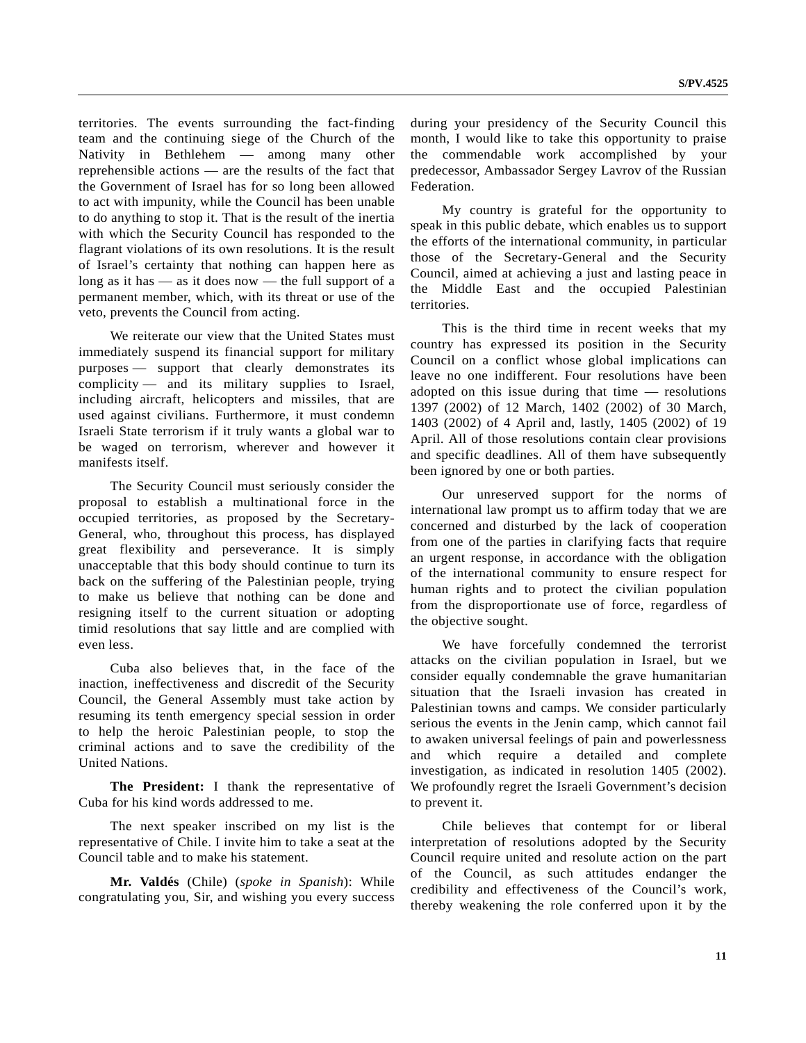territories. The events surrounding the fact-finding team and the continuing siege of the Church of the Nativity in Bethlehem — among many other reprehensible actions — are the results of the fact that the Government of Israel has for so long been allowed to act with impunity, while the Council has been unable to do anything to stop it. That is the result of the inertia with which the Security Council has responded to the flagrant violations of its own resolutions. It is the result of Israel's certainty that nothing can happen here as long as it has — as it does now — the full support of a permanent member, which, with its threat or use of the veto, prevents the Council from acting.

We reiterate our view that the United States must immediately suspend its financial support for military purposes — support that clearly demonstrates its complicity — and its military supplies to Israel, including aircraft, helicopters and missiles, that are used against civilians. Furthermore, it must condemn Israeli State terrorism if it truly wants a global war to be waged on terrorism, wherever and however it manifests itself.

The Security Council must seriously consider the proposal to establish a multinational force in the occupied territories, as proposed by the Secretary-General, who, throughout this process, has displayed great flexibility and perseverance. It is simply unacceptable that this body should continue to turn its back on the suffering of the Palestinian people, trying to make us believe that nothing can be done and resigning itself to the current situation or adopting timid resolutions that say little and are complied with even less.

Cuba also believes that, in the face of the inaction, ineffectiveness and discredit of the Security Council, the General Assembly must take action by resuming its tenth emergency special session in order to help the heroic Palestinian people, to stop the criminal actions and to save the credibility of the United Nations.

**The President:** I thank the representative of Cuba for his kind words addressed to me.

The next speaker inscribed on my list is the representative of Chile. I invite him to take a seat at the Council table and to make his statement.

**Mr. Valdés** (Chile) (*spoke in Spanish*): While congratulating you, Sir, and wishing you every success during your presidency of the Security Council this month, I would like to take this opportunity to praise the commendable work accomplished by your predecessor, Ambassador Sergey Lavrov of the Russian Federation.

My country is grateful for the opportunity to speak in this public debate, which enables us to support the efforts of the international community, in particular those of the Secretary-General and the Security Council, aimed at achieving a just and lasting peace in the Middle East and the occupied Palestinian territories.

This is the third time in recent weeks that my country has expressed its position in the Security Council on a conflict whose global implications can leave no one indifferent. Four resolutions have been adopted on this issue during that time — resolutions 1397 (2002) of 12 March, 1402 (2002) of 30 March, 1403 (2002) of 4 April and, lastly, 1405 (2002) of 19 April. All of those resolutions contain clear provisions and specific deadlines. All of them have subsequently been ignored by one or both parties.

Our unreserved support for the norms of international law prompt us to affirm today that we are concerned and disturbed by the lack of cooperation from one of the parties in clarifying facts that require an urgent response, in accordance with the obligation of the international community to ensure respect for human rights and to protect the civilian population from the disproportionate use of force, regardless of the objective sought.

We have forcefully condemned the terrorist attacks on the civilian population in Israel, but we consider equally condemnable the grave humanitarian situation that the Israeli invasion has created in Palestinian towns and camps. We consider particularly serious the events in the Jenin camp, which cannot fail to awaken universal feelings of pain and powerlessness and which require a detailed and complete investigation, as indicated in resolution 1405 (2002). We profoundly regret the Israeli Government's decision to prevent it.

Chile believes that contempt for or liberal interpretation of resolutions adopted by the Security Council require united and resolute action on the part of the Council, as such attitudes endanger the credibility and effectiveness of the Council's work, thereby weakening the role conferred upon it by the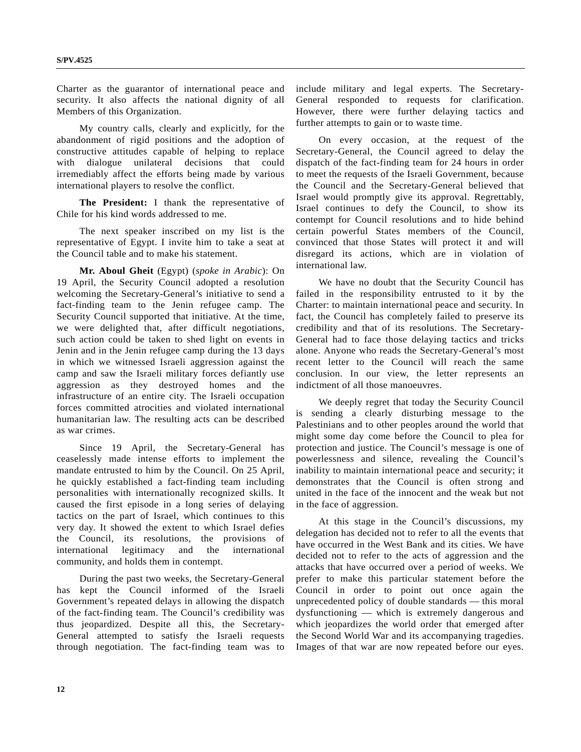Charter as the guarantor of international peace and security. It also affects the national dignity of all Members of this Organization.

My country calls, clearly and explicitly, for the abandonment of rigid positions and the adoption of constructive attitudes capable of helping to replace with dialogue unilateral decisions that could irremediably affect the efforts being made by various international players to resolve the conflict.

**The President:** I thank the representative of Chile for his kind words addressed to me.

The next speaker inscribed on my list is the representative of Egypt. I invite him to take a seat at the Council table and to make his statement.

**Mr. Aboul Gheit** (Egypt) (*spoke in Arabic*): On 19 April, the Security Council adopted a resolution welcoming the Secretary-General's initiative to send a fact-finding team to the Jenin refugee camp. The Security Council supported that initiative. At the time, we were delighted that, after difficult negotiations, such action could be taken to shed light on events in Jenin and in the Jenin refugee camp during the 13 days in which we witnessed Israeli aggression against the camp and saw the Israeli military forces defiantly use aggression as they destroyed homes and the infrastructure of an entire city. The Israeli occupation forces committed atrocities and violated international humanitarian law. The resulting acts can be described as war crimes.

Since 19 April, the Secretary-General has ceaselessly made intense efforts to implement the mandate entrusted to him by the Council. On 25 April, he quickly established a fact-finding team including personalities with internationally recognized skills. It caused the first episode in a long series of delaying tactics on the part of Israel, which continues to this very day. It showed the extent to which Israel defies the Council, its resolutions, the provisions of international legitimacy and the international community, and holds them in contempt.

During the past two weeks, the Secretary-General has kept the Council informed of the Israeli Government's repeated delays in allowing the dispatch of the fact-finding team. The Council's credibility was thus jeopardized. Despite all this, the Secretary-General attempted to satisfy the Israeli requests through negotiation. The fact-finding team was to include military and legal experts. The Secretary-General responded to requests for clarification. However, there were further delaying tactics and further attempts to gain or to waste time.

On every occasion, at the request of the Secretary-General, the Council agreed to delay the dispatch of the fact-finding team for 24 hours in order to meet the requests of the Israeli Government, because the Council and the Secretary-General believed that Israel would promptly give its approval. Regrettably, Israel continues to defy the Council, to show its contempt for Council resolutions and to hide behind certain powerful States members of the Council, convinced that those States will protect it and will disregard its actions, which are in violation of international law.

We have no doubt that the Security Council has failed in the responsibility entrusted to it by the Charter: to maintain international peace and security. In fact, the Council has completely failed to preserve its credibility and that of its resolutions. The Secretary-General had to face those delaying tactics and tricks alone. Anyone who reads the Secretary-General's most recent letter to the Council will reach the same conclusion. In our view, the letter represents an indictment of all those manoeuvres.

We deeply regret that today the Security Council is sending a clearly disturbing message to the Palestinians and to other peoples around the world that might some day come before the Council to plea for protection and justice. The Council's message is one of powerlessness and silence, revealing the Council's inability to maintain international peace and security; it demonstrates that the Council is often strong and united in the face of the innocent and the weak but not in the face of aggression.

At this stage in the Council's discussions, my delegation has decided not to refer to all the events that have occurred in the West Bank and its cities. We have decided not to refer to the acts of aggression and the attacks that have occurred over a period of weeks. We prefer to make this particular statement before the Council in order to point out once again the unprecedented policy of double standards — this moral dysfunctioning — which is extremely dangerous and which jeopardizes the world order that emerged after the Second World War and its accompanying tragedies. Images of that war are now repeated before our eyes.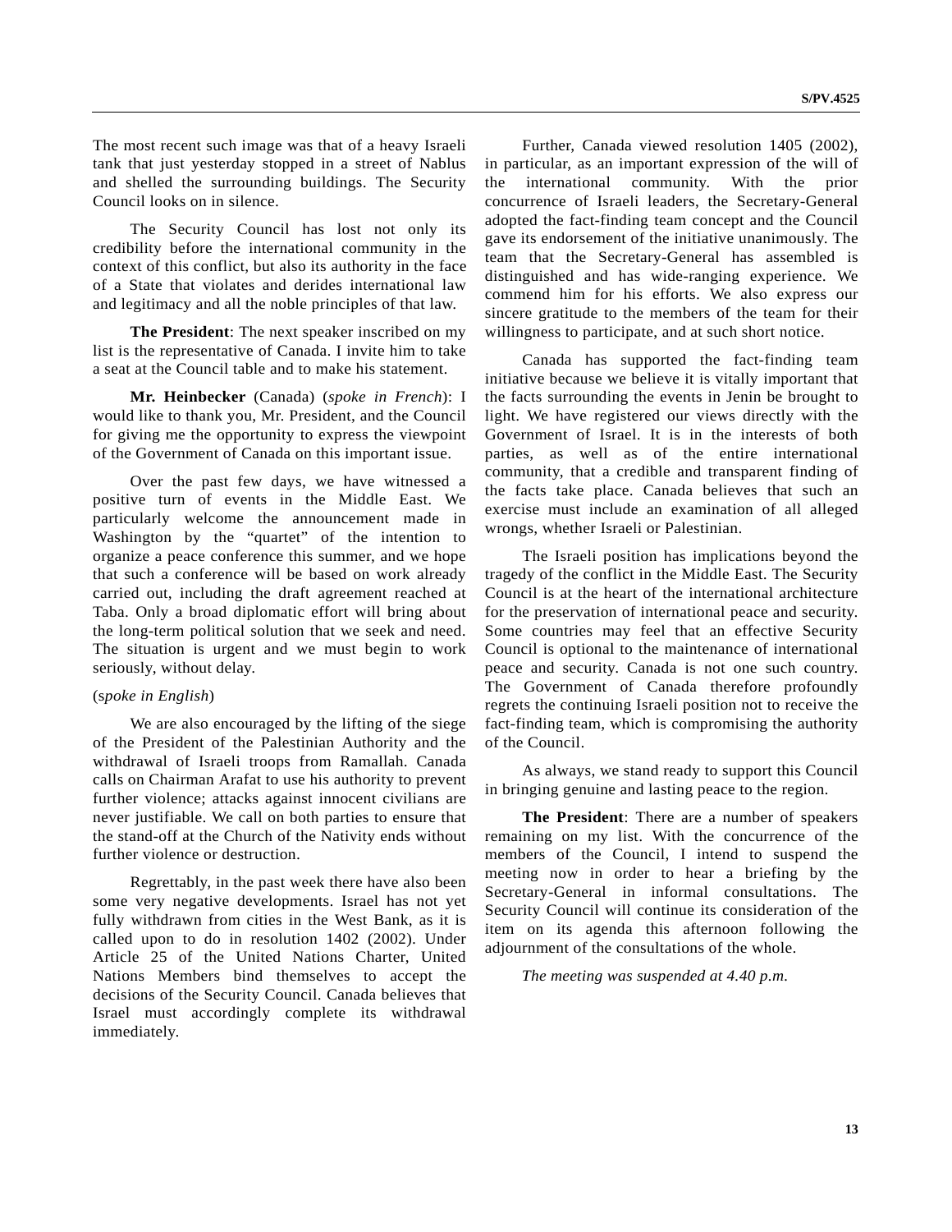The most recent such image was that of a heavy Israeli tank that just yesterday stopped in a street of Nablus and shelled the surrounding buildings. The Security Council looks on in silence.

The Security Council has lost not only its credibility before the international community in the context of this conflict, but also its authority in the face of a State that violates and derides international law and legitimacy and all the noble principles of that law.

**The President**: The next speaker inscribed on my list is the representative of Canada. I invite him to take a seat at the Council table and to make his statement.

**Mr. Heinbecker** (Canada) (*spoke in French*): I would like to thank you, Mr. President, and the Council for giving me the opportunity to express the viewpoint of the Government of Canada on this important issue.

Over the past few days, we have witnessed a positive turn of events in the Middle East. We particularly welcome the announcement made in Washington by the "quartet" of the intention to organize a peace conference this summer, and we hope that such a conference will be based on work already carried out, including the draft agreement reached at Taba. Only a broad diplomatic effort will bring about the long-term political solution that we seek and need. The situation is urgent and we must begin to work seriously, without delay.

(*spoke in English*)

We are also encouraged by the lifting of the siege of the President of the Palestinian Authority and the withdrawal of Israeli troops from Ramallah. Canada calls on Chairman Arafat to use his authority to prevent further violence; attacks against innocent civilians are never justifiable. We call on both parties to ensure that the stand-off at the Church of the Nativity ends without further violence or destruction.

Regrettably, in the past week there have also been some very negative developments. Israel has not yet fully withdrawn from cities in the West Bank, as it is called upon to do in resolution 1402 (2002). Under Article 25 of the United Nations Charter, United Nations Members bind themselves to accept the decisions of the Security Council. Canada believes that Israel must accordingly complete its withdrawal immediately.

Further, Canada viewed resolution 1405 (2002), in particular, as an important expression of the will of the international community. With the prior concurrence of Israeli leaders, the Secretary-General adopted the fact-finding team concept and the Council gave its endorsement of the initiative unanimously. The team that the Secretary-General has assembled is distinguished and has wide-ranging experience. We commend him for his efforts. We also express our sincere gratitude to the members of the team for their willingness to participate, and at such short notice.

Canada has supported the fact-finding team initiative because we believe it is vitally important that the facts surrounding the events in Jenin be brought to light. We have registered our views directly with the Government of Israel. It is in the interests of both parties, as well as of the entire international community, that a credible and transparent finding of the facts take place. Canada believes that such an exercise must include an examination of all alleged wrongs, whether Israeli or Palestinian.

The Israeli position has implications beyond the tragedy of the conflict in the Middle East. The Security Council is at the heart of the international architecture for the preservation of international peace and security. Some countries may feel that an effective Security Council is optional to the maintenance of international peace and security. Canada is not one such country. The Government of Canada therefore profoundly regrets the continuing Israeli position not to receive the fact-finding team, which is compromising the authority of the Council.

As always, we stand ready to support this Council in bringing genuine and lasting peace to the region.

**The President**: There are a number of speakers remaining on my list. With the concurrence of the members of the Council, I intend to suspend the meeting now in order to hear a briefing by the Secretary-General in informal consultations. The Security Council will continue its consideration of the item on its agenda this afternoon following the adjournment of the consultations of the whole.

*The meeting was suspended at 4.40 p.m.*